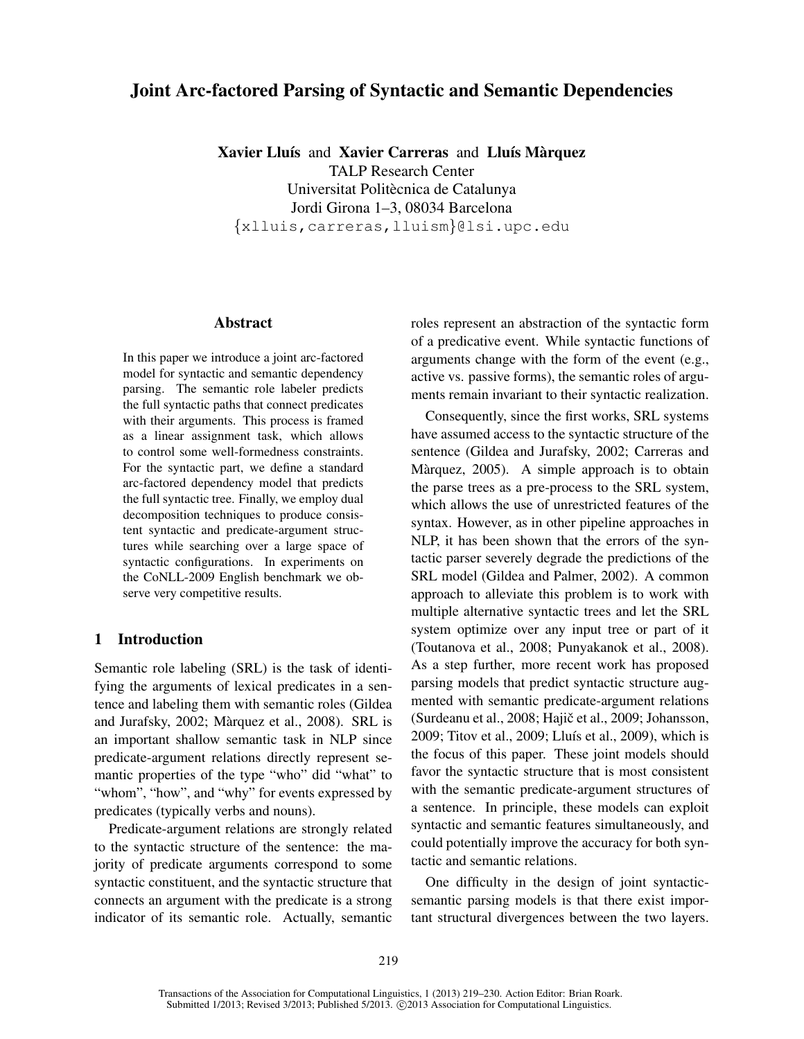# Joint Arc-factored Parsing of Syntactic and Semantic Dependencies

**Xavier Lluís** and **Xavier Carreras** and **Lluís Màrquez**
TALP Research Center
Universitat Politècnica de Catalunya
Jordi Girona 1–3, 08034 Barcelona
{xlluis,carreras,lluism}@lsi.upc.edu

## Abstract

In this paper we introduce a joint arc-factored model for syntactic and semantic dependency parsing. The semantic role labeler predicts the full syntactic paths that connect predicates with their arguments. This process is framed as a linear assignment task, which allows to control some well-formedness constraints. For the syntactic part, we define a standard arc-factored dependency model that predicts the full syntactic tree. Finally, we employ dual decomposition techniques to produce consistent syntactic and predicate-argument structures while searching over a large space of syntactic configurations. In experiments on the CoNLL-2009 English benchmark we observe very competitive results.

## 1 Introduction

Semantic role labeling (SRL) is the task of identifying the arguments of lexical predicates in a sentence and labeling them with semantic roles (Gildea and Jurafsky, 2002; Màrquez et al., 2008). SRL is an important shallow semantic task in NLP since predicate-argument relations directly represent semantic properties of the type "who" did "what" to "whom", "how", and "why" for events expressed by predicates (typically verbs and nouns).

Predicate-argument relations are strongly related to the syntactic structure of the sentence: the majority of predicate arguments correspond to some syntactic constituent, and the syntactic structure that connects an argument with the predicate is a strong indicator of its semantic role. Actually, semantic roles represent an abstraction of the syntactic form of a predicative event. While syntactic functions of arguments change with the form of the event (e.g., active vs. passive forms), the semantic roles of arguments remain invariant to their syntactic realization.

Consequently, since the first works, SRL systems have assumed access to the syntactic structure of the sentence (Gildea and Jurafsky, 2002; Carreras and Màrquez, 2005). A simple approach is to obtain the parse trees as a pre-process to the SRL system, which allows the use of unrestricted features of the syntax. However, as in other pipeline approaches in NLP, it has been shown that the errors of the syntactic parser severely degrade the predictions of the SRL model (Gildea and Palmer, 2002). A common approach to alleviate this problem is to work with multiple alternative syntactic trees and let the SRL system optimize over any input tree or part of it (Toutanova et al., 2008; Punyakanok et al., 2008). As a step further, more recent work has proposed parsing models that predict syntactic structure augmented with semantic predicate-argument relations (Surdeanu et al., 2008; Hajič et al., 2009; Johansson, 2009; Titov et al., 2009; Lluís et al., 2009), which is the focus of this paper. These joint models should favor the syntactic structure that is most consistent with the semantic predicate-argument structures of a sentence. In principle, these models can exploit syntactic and semantic features simultaneously, and could potentially improve the accuracy for both syntactic and semantic relations.

One difficulty in the design of joint syntactic-semantic parsing models is that there exist important structural divergences between the two layers.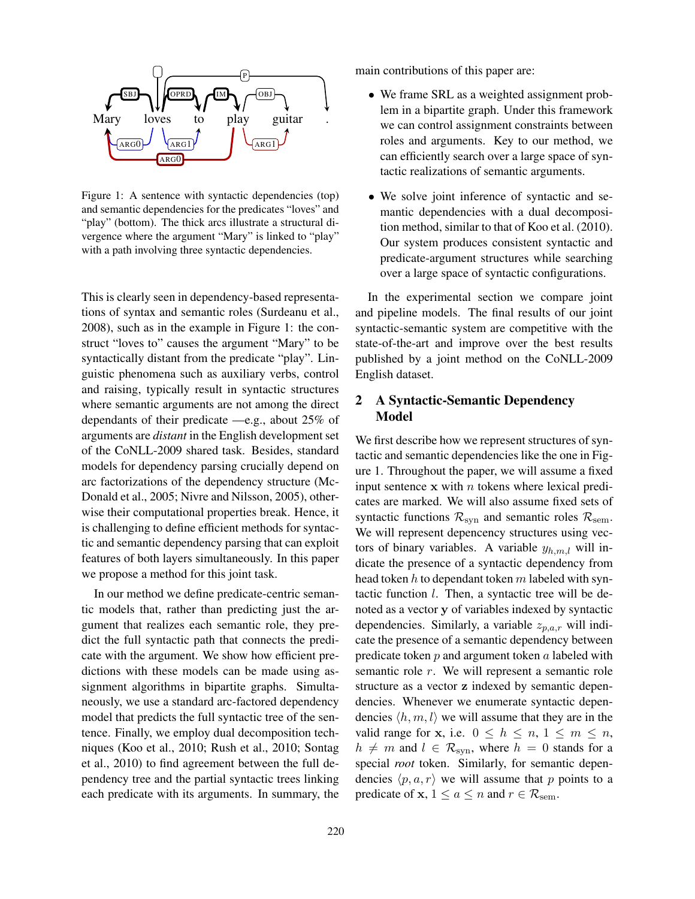Figure 1: A sentence with syntactic dependencies (top) and semantic dependencies for the predicates "loves" and "play" (bottom). The thick arcs illustrate a structural divergence where the argument "Mary" is linked to "play" with a path involving three syntactic dependencies.

This is clearly seen in dependency-based representations of syntax and semantic roles (Surdeanu et al., 2008), such as in the example in Figure 1: the construct "loves to" causes the argument "Mary" to be syntactically distant from the predicate "play". Linguistic phenomena such as auxiliary verbs, control and raising, typically result in syntactic structures where semantic arguments are not among the direct dependants of their predicate —e.g., about 25% of arguments are *distant* in the English development set of the CoNLL-2009 shared task. Besides, standard models for dependency parsing crucially depend on arc factorizations of the dependency structure (McDonald et al., 2005; Nivre and Nilsson, 2005), otherwise their computational properties break. Hence, it is challenging to define efficient methods for syntactic and semantic dependency parsing that can exploit features of both layers simultaneously. In this paper we propose a method for this joint task.

In our method we define predicate-centric semantic models that, rather than predicting just the argument that realizes each semantic role, they predict the full syntactic path that connects the predicate with the argument. We show how efficient predictions with these models can be made using assignment algorithms in bipartite graphs. Simultaneously, we use a standard arc-factored dependency model that predicts the full syntactic tree of the sentence. Finally, we employ dual decomposition techniques (Koo et al., 2010; Rush et al., 2010; Sontag et al., 2010) to find agreement between the full dependency tree and the partial syntactic trees linking each predicate with its arguments. In summary, the main contributions of this paper are:

- We frame SRL as a weighted assignment problem in a bipartite graph. Under this framework we can control assignment constraints between roles and arguments. Key to our method, we can efficiently search over a large space of syntactic realizations of semantic arguments.
- We solve joint inference of syntactic and semantic dependencies with a dual decomposition method, similar to that of Koo et al. (2010). Our system produces consistent syntactic and predicate-argument structures while searching over a large space of syntactic configurations.

In the experimental section we compare joint and pipeline models. The final results of our joint syntactic-semantic system are competitive with the state-of-the-art and improve over the best results published by a joint method on the CoNLL-2009 English dataset.

## 2 A Syntactic-Semantic Dependency Model

We first describe how we represent structures of syntactic and semantic dependencies like the one in Figure 1. Throughout the paper, we will assume a fixed input sentence $\mathbf{x}$ with $n$ tokens where lexical predicates are marked. We will also assume fixed sets of syntactic functions $\mathcal{R}_{\text{syn}}$ and semantic roles $\mathcal{R}_{\text{sem}}$. We will represent depencency structures using vectors of binary variables. A variable $y_{h,m,l}$ will indicate the presence of a syntactic dependency from head token $h$ to dependant token $m$ labeled with syntactic function $l$. Then, a syntactic tree will be denoted as a vector $\mathbf{y}$ of variables indexed by syntactic dependencies. Similarly, a variable $z_{p,a,r}$ will indicate the presence of a semantic dependency between predicate token $p$ and argument token $a$ labeled with semantic role $r$. We will represent a semantic role structure as a vector $\mathbf{z}$ indexed by semantic dependencies. Whenever we enumerate syntactic dependencies $\langle h, m, l \rangle$ we will assume that they are in the valid range for $\mathbf{x}$, i.e. $0 \leq h \leq n$, $1 \leq m \leq n$, $h \neq m$ and $l \in \mathcal{R}_{\text{syn}}$, where $h = 0$ stands for a special *root* token. Similarly, for semantic dependencies $\langle p, a, r \rangle$ we will assume that $p$ points to a predicate of $\mathbf{x}$, $1 \leq a \leq n$ and $r \in \mathcal{R}_{\text{sem}}$.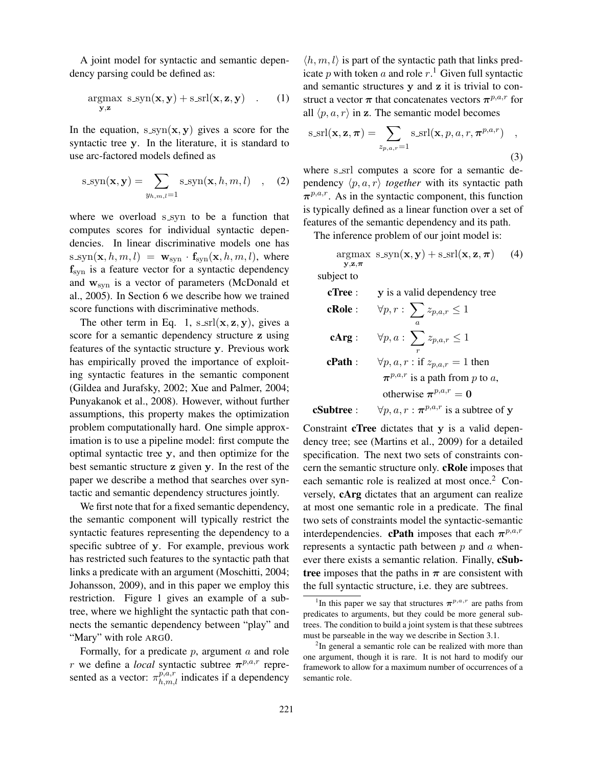A joint model for syntactic and semantic dependency parsing could be defined as:

$$\underset{\mathbf{y},\mathbf{z}}{\operatorname{argmax}} \ \text{s\_syn}(\mathbf{x}, \mathbf{y}) + \text{s\_srl}(\mathbf{x}, \mathbf{z}, \mathbf{y}) \quad . \qquad (1)$$

In the equation, $\text{s\_syn}(\mathbf{x}, \mathbf{y})$ gives a score for the syntactic tree $\mathbf{y}$. In the literature, it is standard to use arc-factored models defined as

$$\text{s\_syn}(\mathbf{x}, \mathbf{y}) = \sum_{y_{h,m,l}=1} \text{s\_syn}(\mathbf{x}, h, m, l) \quad , \qquad (2)$$

where we overload s_syn to be a function that computes scores for individual syntactic dependencies. In linear discriminative models one has $\text{s\_syn}(\mathbf{x}, h, m, l) = \mathbf{w}_{\text{syn}} \cdot \mathbf{f}_{\text{syn}}(\mathbf{x}, h, m, l)$, where $\mathbf{f}_{\text{syn}}$ is a feature vector for a syntactic dependency and $\mathbf{w}_{\text{syn}}$ is a vector of parameters (McDonald et al., 2005). In Section 6 we describe how we trained score functions with discriminative methods.

The other term in Eq. 1, $\text{s\_srl}(\mathbf{x}, \mathbf{z}, \mathbf{y})$, gives a score for a semantic dependency structure $\mathbf{z}$ using features of the syntactic structure $\mathbf{y}$. Previous work has empirically proved the importance of exploiting syntactic features in the semantic component (Gildea and Jurafsky, 2002; Xue and Palmer, 2004; Punyakanok et al., 2008). However, without further assumptions, this property makes the optimization problem computationally hard. One simple approximation is to use a pipeline model: first compute the optimal syntactic tree $\mathbf{y}$, and then optimize for the best semantic structure $\mathbf{z}$ given $\mathbf{y}$. In the rest of the paper we describe a method that searches over syntactic and semantic dependency structures jointly.

We first note that for a fixed semantic dependency, the semantic component will typically restrict the syntactic features representing the dependency to a specific subtree of $\mathbf{y}$. For example, previous work has restricted such features to the syntactic path that links a predicate with an argument (Moschitti, 2004; Johansson, 2009), and in this paper we employ this restriction. Figure 1 gives an example of a subtree, where we highlight the syntactic path that connects the semantic dependency between "play" and "Mary" with role ARG0.

Formally, for a predicate $p$, argument $a$ and role $r$ we define a *local* syntactic subtree $\boldsymbol{\pi}^{p,a,r}$ represented as a vector: $\pi^{p,a,r}_{h,m,l}$ indicates if a dependency $\langle h, m, l \rangle$ is part of the syntactic path that links predicate $p$ with token $a$ and role $r$.[1] Given full syntactic and semantic structures $\mathbf{y}$ and $\mathbf{z}$ it is trivial to construct a vector $\boldsymbol{\pi}$ that concatenates vectors $\boldsymbol{\pi}^{p,a,r}$ for all $\langle p, a, r \rangle$ in $\mathbf{z}$. The semantic model becomes

$$\text{s\_srl}(\mathbf{x}, \mathbf{z}, \boldsymbol{\pi}) = \sum_{z_{p,a,r}=1} \text{s\_srl}(\mathbf{x}, p, a, r, \boldsymbol{\pi}^{p,a,r}) \quad , \qquad (3)$$

where s_srl computes a score for a semantic dependency $\langle p, a, r \rangle$ *together* with its syntactic path $\boldsymbol{\pi}^{p,a,r}$. As in the syntactic component, this function is typically defined as a linear function over a set of features of the semantic dependency and its path.

The inference problem of our joint model is:

$$\underset{\mathbf{y},\mathbf{z},\boldsymbol{\pi}}{\operatorname{argmax}} \ \text{s\_syn}(\mathbf{x}, \mathbf{y}) + \text{s\_srl}(\mathbf{x}, \mathbf{z}, \boldsymbol{\pi}) \qquad (4)$$

subject to

- **cTree** : $\mathbf{y}$ is a valid dependency tree
- **cRole** : $\forall p, r : \sum_a z_{p,a,r} \leq 1$
- **cArg** : $\forall p, a : \sum_r z_{p,a,r} \leq 1$
- **cPath** : $\forall p, a, r$ : if $z_{p,a,r} = 1$ then $\boldsymbol{\pi}^{p,a,r}$ is a path from $p$ to $a$, otherwise $\boldsymbol{\pi}^{p,a,r} = \mathbf{0}$
- **cSubtree** : $\forall p, a, r : \boldsymbol{\pi}^{p,a,r}$ is a subtree of $\mathbf{y}$

Constraint **cTree** dictates that $\mathbf{y}$ is a valid dependency tree; see (Martins et al., 2009) for a detailed specification. The next two sets of constraints concern the semantic structure only. **cRole** imposes that each semantic role is realized at most once.[2] Conversely, **cArg** dictates that an argument can realize at most one semantic role in a predicate. The final two sets of constraints model the syntactic-semantic interdependencies. **cPath** imposes that each $\boldsymbol{\pi}^{p,a,r}$ represents a syntactic path between $p$ and $a$ whenever there exists a semantic relation. Finally, **cSubtree** imposes that the paths in $\boldsymbol{\pi}$ are consistent with the full syntactic structure, i.e. they are subtrees.

---

[1] In this paper we say that structures $\boldsymbol{\pi}^{p,a,r}$ are paths from predicates to arguments, but they could be more general subtrees. The condition to build a joint system is that these subtrees must be parseable in the way we describe in Section 3.1.

[2] In general a semantic role can be realized with more than one argument, though it is rare. It is not hard to modify our framework to allow for a maximum number of occurrences of a semantic role.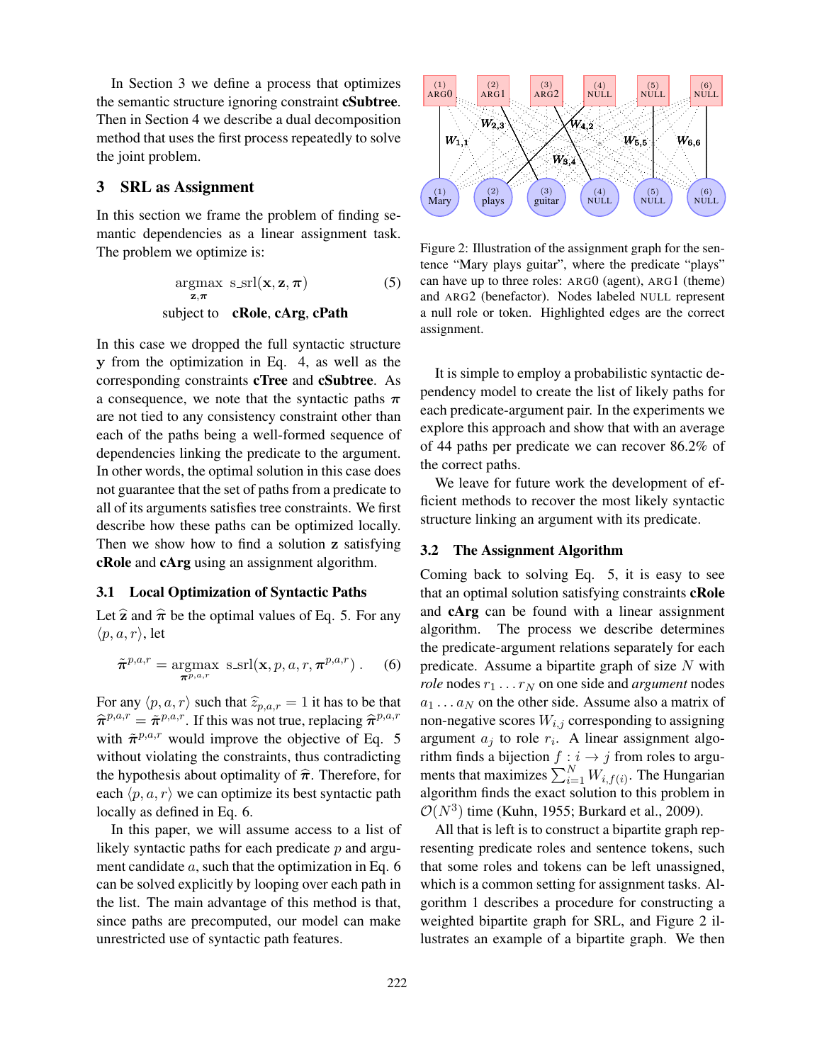In Section 3 we define a process that optimizes the semantic structure ignoring constraint **cSubtree**. Then in Section 4 we describe a dual decomposition method that uses the first process repeatedly to solve the joint problem.

## 3 SRL as Assignment

In this section we frame the problem of finding semantic dependencies as a linear assignment task. The problem we optimize is:

$$\underset{\mathbf{z},\boldsymbol{\pi}}{\text{argmax}} \;\; \text{s\_srl}(\mathbf{x}, \mathbf{z}, \boldsymbol{\pi}) \qquad (5)$$
$$\text{subject to} \quad \textbf{cRole}, \textbf{cArg}, \textbf{cPath}$$

In this case we dropped the full syntactic structure $\mathbf{y}$ from the optimization in Eq. 4, as well as the corresponding constraints **cTree** and **cSubtree**. As a consequence, we note that the syntactic paths $\boldsymbol{\pi}$ are not tied to any consistency constraint other than each of the paths being a well-formed sequence of dependencies linking the predicate to the argument. In other words, the optimal solution in this case does not guarantee that the set of paths from a predicate to all of its arguments satisfies tree constraints. We first describe how these paths can be optimized locally. Then we show how to find a solution $\mathbf{z}$ satisfying **cRole** and **cArg** using an assignment algorithm.

### 3.1 Local Optimization of Syntactic Paths

Let $\widehat{\mathbf{z}}$ and $\widehat{\boldsymbol{\pi}}$ be the optimal values of Eq. 5. For any $\langle p, a, r\rangle$, let

$$\tilde{\boldsymbol{\pi}}^{p,a,r} = \underset{\boldsymbol{\pi}^{p,a,r}}{\text{argmax}} \;\; \text{s\_srl}(\mathbf{x}, p, a, r, \boldsymbol{\pi}^{p,a,r}) \,. \qquad (6)$$

For any $\langle p, a, r\rangle$ such that $\widehat{z}_{p,a,r} = 1$ it has to be that $\widehat{\boldsymbol{\pi}}^{p,a,r} = \tilde{\boldsymbol{\pi}}^{p,a,r}$. If this was not true, replacing $\widehat{\boldsymbol{\pi}}^{p,a,r}$ with $\tilde{\boldsymbol{\pi}}^{p,a,r}$ would improve the objective of Eq. 5 without violating the constraints, thus contradicting the hypothesis about optimality of $\widehat{\boldsymbol{\pi}}$. Therefore, for each $\langle p, a, r\rangle$ we can optimize its best syntactic path locally as defined in Eq. 6.

In this paper, we will assume access to a list of likely syntactic paths for each predicate $p$ and argument candidate $a$, such that the optimization in Eq. 6 can be solved explicitly by looping over each path in the list. The main advantage of this method is that, since paths are precomputed, our model can make unrestricted use of syntactic path features.

Figure 2: Illustration of the assignment graph for the sentence "Mary plays guitar", where the predicate "plays" can have up to three roles: ARG0 (agent), ARG1 (theme) and ARG2 (benefactor). Nodes labeled NULL represent a null role or token. Highlighted edges are the correct assignment.

It is simple to employ a probabilistic syntactic dependency model to create the list of likely paths for each predicate-argument pair. In the experiments we explore this approach and show that with an average of 44 paths per predicate we can recover 86.2% of the correct paths.

We leave for future work the development of efficient methods to recover the most likely syntactic structure linking an argument with its predicate.

### 3.2 The Assignment Algorithm

Coming back to solving Eq. 5, it is easy to see that an optimal solution satisfying constraints **cRole** and **cArg** can be found with a linear assignment algorithm. The process we describe determines the predicate-argument relations separately for each predicate. Assume a bipartite graph of size $N$ with *role* nodes $r_1 \ldots r_N$ on one side and *argument* nodes $a_1 \ldots a_N$ on the other side. Assume also a matrix of non-negative scores $W_{i,j}$ corresponding to assigning argument $a_j$ to role $r_i$. A linear assignment algorithm finds a bijection $f : i \to j$ from roles to arguments that maximizes $\sum_{i=1}^{N} W_{i,f(i)}$. The Hungarian algorithm finds the exact solution to this problem in $\mathcal{O}(N^3)$ time (Kuhn, 1955; Burkard et al., 2009).

All that is left is to construct a bipartite graph representing predicate roles and sentence tokens, such that some roles and tokens can be left unassigned, which is a common setting for assignment tasks. Algorithm 1 describes a procedure for constructing a weighted bipartite graph for SRL, and Figure 2 illustrates an example of a bipartite graph. We then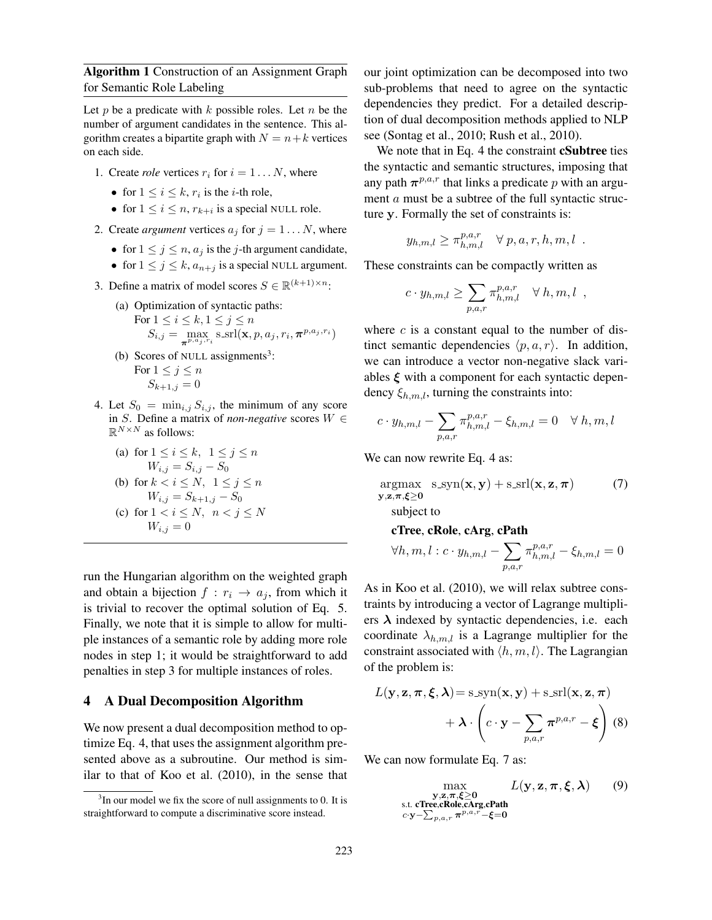**Algorithm 1** Construction of an Assignment Graph for Semantic Role Labeling

Let $p$ be a predicate with $k$ possible roles. Let $n$ be the number of argument candidates in the sentence. This algorithm creates a bipartite graph with $N = n+k$ vertices on each side.

1. Create *role* vertices $r_i$ for $i = 1 \ldots N$, where
   - for $1 \leq i \leq k$, $r_i$ is the $i$-th role,
   - for $1 \leq i \leq n$, $r_{k+i}$ is a special NULL role.
2. Create *argument* vertices $a_j$ for $j = 1 \ldots N$, where
   - for $1 \leq j \leq n$, $a_j$ is the $j$-th argument candidate,
   - for $1 \leq j \leq k$, $a_{n+j}$ is a special NULL argument.
3. Define a matrix of model scores $S \in \mathbb{R}^{(k+1)\times n}$:
   (a) Optimization of syntactic paths:
   For $1 \leq i \leq k, 1 \leq j \leq n$
   $S_{i,j} = \max_{\boldsymbol{\pi}^{p,a_j,r_i}} \text{s\_srl}(\mathbf{x}, p, a_j, r_i, \boldsymbol{\pi}^{p,a_j,r_i})$
   (b) Scores of NULL assignments[3]:
   For $1 \leq j \leq n$
   $S_{k+1,j} = 0$
4. Let $S_0 = \min_{i,j} S_{i,j}$, the minimum of any score in $S$. Define a matrix of *non-negative* scores $W \in \mathbb{R}^{N\times N}$ as follows:
   (a) for $1 \leq i \leq k, \ 1 \leq j \leq n$
   $W_{i,j} = S_{i,j} - S_0$
   (b) for $k < i \leq N, \ 1 \leq j \leq n$
   $W_{i,j} = S_{k+1,j} - S_0$
   (c) for $1 < i \leq N, \ n < j \leq N$
   $W_{i,j} = 0$

run the Hungarian algorithm on the weighted graph and obtain a bijection $f : r_i \rightarrow a_j$, from which it is trivial to recover the optimal solution of Eq. 5. Finally, we note that it is simple to allow for multiple instances of a semantic role by adding more role nodes in step 1; it would be straightforward to add penalties in step 3 for multiple instances of roles.

## 4 A Dual Decomposition Algorithm

We now present a dual decomposition method to optimize Eq. 4, that uses the assignment algorithm presented above as a subroutine. Our method is similar to that of Koo et al. (2010), in the sense that our joint optimization can be decomposed into two sub-problems that need to agree on the syntactic dependencies they predict. For a detailed description of dual decomposition methods applied to NLP see (Sontag et al., 2010; Rush et al., 2010).

We note that in Eq. 4 the constraint **cSubtree** ties the syntactic and semantic structures, imposing that any path $\boldsymbol{\pi}^{p,a,r}$ that links a predicate $p$ with an argument $a$ must be a subtree of the full syntactic structure $\mathbf{y}$. Formally the set of constraints is:

$$y_{h,m,l} \geq \pi^{p,a,r}_{h,m,l} \quad \forall\, p, a, r, h, m, l \ .$$

These constraints can be compactly written as

$$c \cdot y_{h,m,l} \geq \sum_{p,a,r} \pi^{p,a,r}_{h,m,l} \quad \forall\, h, m, l \ ,$$

where $c$ is a constant equal to the number of distinct semantic dependencies $\langle p, a, r\rangle$. In addition, we can introduce a vector non-negative slack variables $\boldsymbol{\xi}$ with a component for each syntactic dependency $\xi_{h,m,l}$, turning the constraints into:

$$c \cdot y_{h,m,l} - \sum_{p,a,r} \pi^{p,a,r}_{h,m,l} - \xi_{h,m,l} = 0 \quad \forall\, h, m, l$$

We can now rewrite Eq. 4 as:

$$\operatorname*{argmax}_{\mathbf{y},\mathbf{z},\boldsymbol{\pi},\boldsymbol{\xi}\geq\mathbf{0}} \ \text{s\_syn}(\mathbf{x}, \mathbf{y}) + \text{s\_srl}(\mathbf{x}, \mathbf{z}, \boldsymbol{\pi}) \qquad (7)$$

subject to

**cTree**, **cRole**, **cArg**, **cPath**

$$\forall h, m, l : c \cdot y_{h,m,l} - \sum_{p,a,r} \pi^{p,a,r}_{h,m,l} - \xi_{h,m,l} = 0$$

As in Koo et al. (2010), we will relax subtree constraints by introducing a vector of Lagrange multipliers $\boldsymbol{\lambda}$ indexed by syntactic dependencies, i.e. each coordinate $\lambda_{h,m,l}$ is a Lagrange multiplier for the constraint associated with $\langle h, m, l\rangle$. The Lagrangian of the problem is:

$$L(\mathbf{y}, \mathbf{z}, \boldsymbol{\pi}, \boldsymbol{\xi}, \boldsymbol{\lambda}) = \text{s\_syn}(\mathbf{x}, \mathbf{y}) + \text{s\_srl}(\mathbf{x}, \mathbf{z}, \boldsymbol{\pi}) + \boldsymbol{\lambda} \cdot \left( c \cdot \mathbf{y} - \sum_{p,a,r} \boldsymbol{\pi}^{p,a,r} - \boldsymbol{\xi} \right) \quad (8)$$

We can now formulate Eq. 7 as:

$$\max_{\substack{\mathbf{y},\mathbf{z},\boldsymbol{\pi},\boldsymbol{\xi}\geq\mathbf{0} \\ \text{s.t. } \textbf{cTree},\textbf{cRole},\textbf{cArg},\textbf{cPath} \\ c\cdot\mathbf{y} - \sum_{p,a,r} \boldsymbol{\pi}^{p,a,r} - \boldsymbol{\xi} = \mathbf{0}}} L(\mathbf{y}, \mathbf{z}, \boldsymbol{\pi}, \boldsymbol{\xi}, \boldsymbol{\lambda}) \qquad (9)$$

[3] In our model we fix the score of null assignments to 0. It is straightforward to compute a discriminative score instead.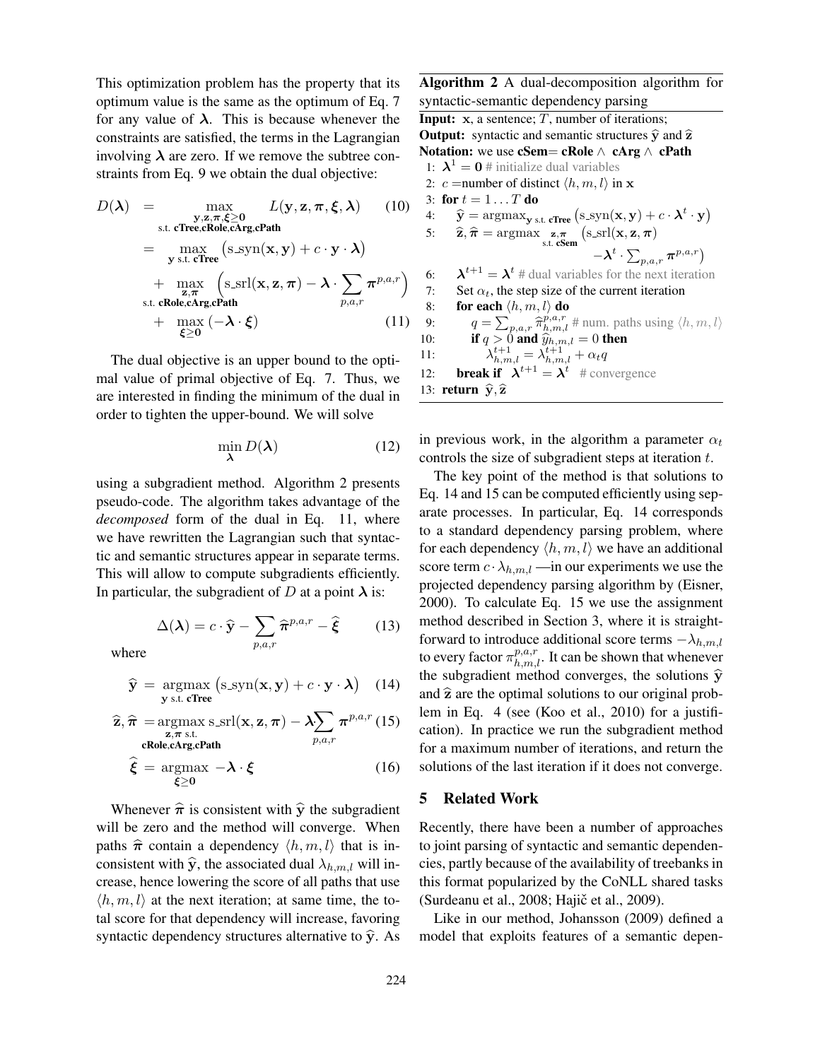This optimization problem has the property that its optimum value is the same as the optimum of Eq. 7 for any value of $\boldsymbol{\lambda}$. This is because whenever the constraints are satisfied, the terms in the Lagrangian involving $\boldsymbol{\lambda}$ are zero. If we remove the subtree constraints from Eq. 9 we obtain the dual objective:

$$
\begin{aligned}
D(\boldsymbol{\lambda}) &= \max_{\substack{\mathbf{y},\mathbf{z},\boldsymbol{\pi},\boldsymbol{\xi}\geq\mathbf{0} \\ \text{s.t. } \textbf{cTree},\textbf{cRole},\textbf{cArg},\textbf{cPath}}} L(\mathbf{y},\mathbf{z},\boldsymbol{\pi},\boldsymbol{\xi},\boldsymbol{\lambda}) \quad (10) \\
&= \max_{\mathbf{y} \text{ s.t. } \textbf{cTree}} \left(\text{s\_syn}(\mathbf{x},\mathbf{y}) + c \cdot \mathbf{y} \cdot \boldsymbol{\lambda}\right) \\
&\quad + \max_{\substack{\mathbf{z},\boldsymbol{\pi} \\ \text{s.t. } \textbf{cRole},\textbf{cArg},\textbf{cPath}}} \left(\text{s\_srl}(\mathbf{x},\mathbf{z},\boldsymbol{\pi}) - \boldsymbol{\lambda} \cdot \sum_{p,a,r} \boldsymbol{\pi}^{p,a,r}\right) \\
&\quad + \max_{\boldsymbol{\xi}\geq\mathbf{0}} \left(-\boldsymbol{\lambda} \cdot \boldsymbol{\xi}\right) \quad (11)
\end{aligned}
$$

The dual objective is an upper bound to the optimal value of primal objective of Eq. 7. Thus, we are interested in finding the minimum of the dual in order to tighten the upper-bound. We will solve

$$
\min_{\boldsymbol{\lambda}} D(\boldsymbol{\lambda}) \quad (12)
$$

using a subgradient method. Algorithm 2 presents pseudo-code. The algorithm takes advantage of the *decomposed* form of the dual in Eq. 11, where we have rewritten the Lagrangian such that syntactic and semantic structures appear in separate terms. This will allow to compute subgradients efficiently. In particular, the subgradient of $D$ at a point $\boldsymbol{\lambda}$ is:

$$
\Delta(\boldsymbol{\lambda}) = c \cdot \widehat{\mathbf{y}} - \sum_{p,a,r} \widehat{\boldsymbol{\pi}}^{p,a,r} - \widehat{\boldsymbol{\xi}} \quad (13)
$$

where

$$
\widehat{\mathbf{y}} = \operatorname*{argmax}_{\mathbf{y} \text{ s.t. } \textbf{cTree}} \left(\text{s\_syn}(\mathbf{x},\mathbf{y}) + c \cdot \mathbf{y} \cdot \boldsymbol{\lambda}\right) \quad (14)
$$

$$
\widehat{\mathbf{z}}, \widehat{\boldsymbol{\pi}} = \operatorname*{argmax}_{\substack{\mathbf{z},\boldsymbol{\pi} \text{ s.t.} \\ \textbf{cRole},\textbf{cArg},\textbf{cPath}}} \text{s\_srl}(\mathbf{x},\mathbf{z},\boldsymbol{\pi}) - \boldsymbol{\lambda} \cdot \sum_{p,a,r} \boldsymbol{\pi}^{p,a,r} \quad (15)
$$

$$
\widehat{\boldsymbol{\xi}} = \operatorname*{argmax}_{\boldsymbol{\xi}\geq\mathbf{0}} -\boldsymbol{\lambda} \cdot \boldsymbol{\xi} \quad (16)
$$

Whenever $\widehat{\boldsymbol{\pi}}$ is consistent with $\widehat{\mathbf{y}}$ the subgradient will be zero and the method will converge. When paths $\widehat{\boldsymbol{\pi}}$ contain a dependency $\langle h, m, l \rangle$ that is inconsistent with $\widehat{\mathbf{y}}$, the associated dual $\lambda_{h,m,l}$ will increase, hence lowering the score of all paths that use $\langle h, m, l \rangle$ at the next iteration; at same time, the total score for that dependency will increase, favoring syntactic dependency structures alternative to $\widehat{\mathbf{y}}$. As in previous work, in the algorithm a parameter $\alpha_t$ controls the size of subgradient steps at iteration $t$.

**Algorithm 2** A dual-decomposition algorithm for syntactic-semantic dependency parsing

**Input:** $\mathbf{x}$, a sentence; $T$, number of iterations;
**Output:** syntactic and semantic structures $\widehat{\mathbf{y}}$ and $\widehat{\mathbf{z}}$
**Notation:** we use **cSem**= **cRole** $\wedge$ **cArg** $\wedge$ **cPath**

```
 1: λ^1 = 0 # initialize dual variables
 2: c = number of distinct ⟨h, m, l⟩ in x
 3: for t = 1 ... T do
 4:     ŷ = argmax_{y s.t. cTree} (s_syn(x, y) + c · λ^t · y)
 5:     ẑ, π̂ = argmax_{z,π s.t. cSem} (s_srl(x, z, π) − λ^t · Σ_{p,a,r} π^{p,a,r})
 6:     λ^{t+1} = λ^t # dual variables for the next iteration
 7:     Set α_t, the step size of the current iteration
 8:     for each ⟨h, m, l⟩ do
 9:         q = Σ_{p,a,r} π̂^{p,a,r}_{h,m,l} # num. paths using ⟨h, m, l⟩
10:         if q > 0 and ŷ_{h,m,l} = 0 then
11:             λ^{t+1}_{h,m,l} = λ^{t+1}_{h,m,l} + α_t q
12:     break if λ^{t+1} = λ^t  # convergence
13: return ŷ, ẑ
```

The key point of the method is that solutions to Eq. 14 and 15 can be computed efficiently using separate processes. In particular, Eq. 14 corresponds to a standard dependency parsing problem, where for each dependency $\langle h, m, l \rangle$ we have an additional score term $c \cdot \lambda_{h,m,l}$ —in our experiments we use the projected dependency parsing algorithm by (Eisner, 2000). To calculate Eq. 15 we use the assignment method described in Section 3, where it is straightforward to introduce additional score terms $-\lambda_{h,m,l}$ to every factor $\pi^{p,a,r}_{h,m,l}$. It can be shown that whenever the subgradient method converges, the solutions $\widehat{\mathbf{y}}$ and $\widehat{\mathbf{z}}$ are the optimal solutions to our original problem in Eq. 4 (see (Koo et al., 2010) for a justification). In practice we run the subgradient method for a maximum number of iterations, and return the solutions of the last iteration if it does not converge.

## 5 Related Work

Recently, there have been a number of approaches to joint parsing of syntactic and semantic dependencies, partly because of the availability of treebanks in this format popularized by the CoNLL shared tasks (Surdeanu et al., 2008; Hajič et al., 2009).

Like in our method, Johansson (2009) defined a model that exploits features of a semantic depen-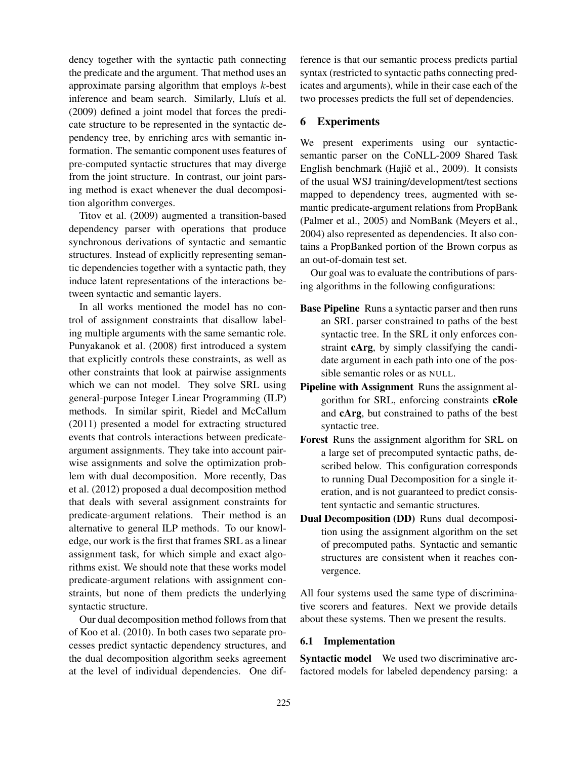dency together with the syntactic path connecting the predicate and the argument. That method uses an approximate parsing algorithm that employs $k$-best inference and beam search. Similarly, Lluís et al. (2009) defined a joint model that forces the predicate structure to be represented in the syntactic dependency tree, by enriching arcs with semantic information. The semantic component uses features of pre-computed syntactic structures that may diverge from the joint structure. In contrast, our joint parsing method is exact whenever the dual decomposition algorithm converges.

Titov et al. (2009) augmented a transition-based dependency parser with operations that produce synchronous derivations of syntactic and semantic structures. Instead of explicitly representing semantic dependencies together with a syntactic path, they induce latent representations of the interactions between syntactic and semantic layers.

In all works mentioned the model has no control of assignment constraints that disallow labeling multiple arguments with the same semantic role. Punyakanok et al. (2008) first introduced a system that explicitly controls these constraints, as well as other constraints that look at pairwise assignments which we can not model. They solve SRL using general-purpose Integer Linear Programming (ILP) methods. In similar spirit, Riedel and McCallum (2011) presented a model for extracting structured events that controls interactions between predicate-argument assignments. They take into account pairwise assignments and solve the optimization problem with dual decomposition. More recently, Das et al. (2012) proposed a dual decomposition method that deals with several assignment constraints for predicate-argument relations. Their method is an alternative to general ILP methods. To our knowledge, our work is the first that frames SRL as a linear assignment task, for which simple and exact algorithms exist. We should note that these works model predicate-argument relations with assignment constraints, but none of them predicts the underlying syntactic structure.

Our dual decomposition method follows from that of Koo et al. (2010). In both cases two separate processes predict syntactic dependency structures, and the dual decomposition algorithm seeks agreement at the level of individual dependencies. One difference is that our semantic process predicts partial syntax (restricted to syntactic paths connecting predicates and arguments), while in their case each of the two processes predicts the full set of dependencies.

## 6 Experiments

We present experiments using our syntactic-semantic parser on the CoNLL-2009 Shared Task English benchmark (Hajič et al., 2009). It consists of the usual WSJ training/development/test sections mapped to dependency trees, augmented with semantic predicate-argument relations from PropBank (Palmer et al., 2005) and NomBank (Meyers et al., 2004) also represented as dependencies. It also contains a PropBanked portion of the Brown corpus as an out-of-domain test set.

Our goal was to evaluate the contributions of parsing algorithms in the following configurations:

**Base Pipeline** Runs a syntactic parser and then runs an SRL parser constrained to paths of the best syntactic tree. In the SRL it only enforces constraint **cArg**, by simply classifying the candidate argument in each path into one of the possible semantic roles or as NULL.

**Pipeline with Assignment** Runs the assignment algorithm for SRL, enforcing constraints **cRole** and **cArg**, but constrained to paths of the best syntactic tree.

**Forest** Runs the assignment algorithm for SRL on a large set of precomputed syntactic paths, described below. This configuration corresponds to running Dual Decomposition for a single iteration, and is not guaranteed to predict consistent syntactic and semantic structures.

**Dual Decomposition (DD)** Runs dual decomposition using the assignment algorithm on the set of precomputed paths. Syntactic and semantic structures are consistent when it reaches convergence.

All four systems used the same type of discriminative scorers and features. Next we provide details about these systems. Then we present the results.

### 6.1 Implementation

**Syntactic model** We used two discriminative arc-factored models for labeled dependency parsing: a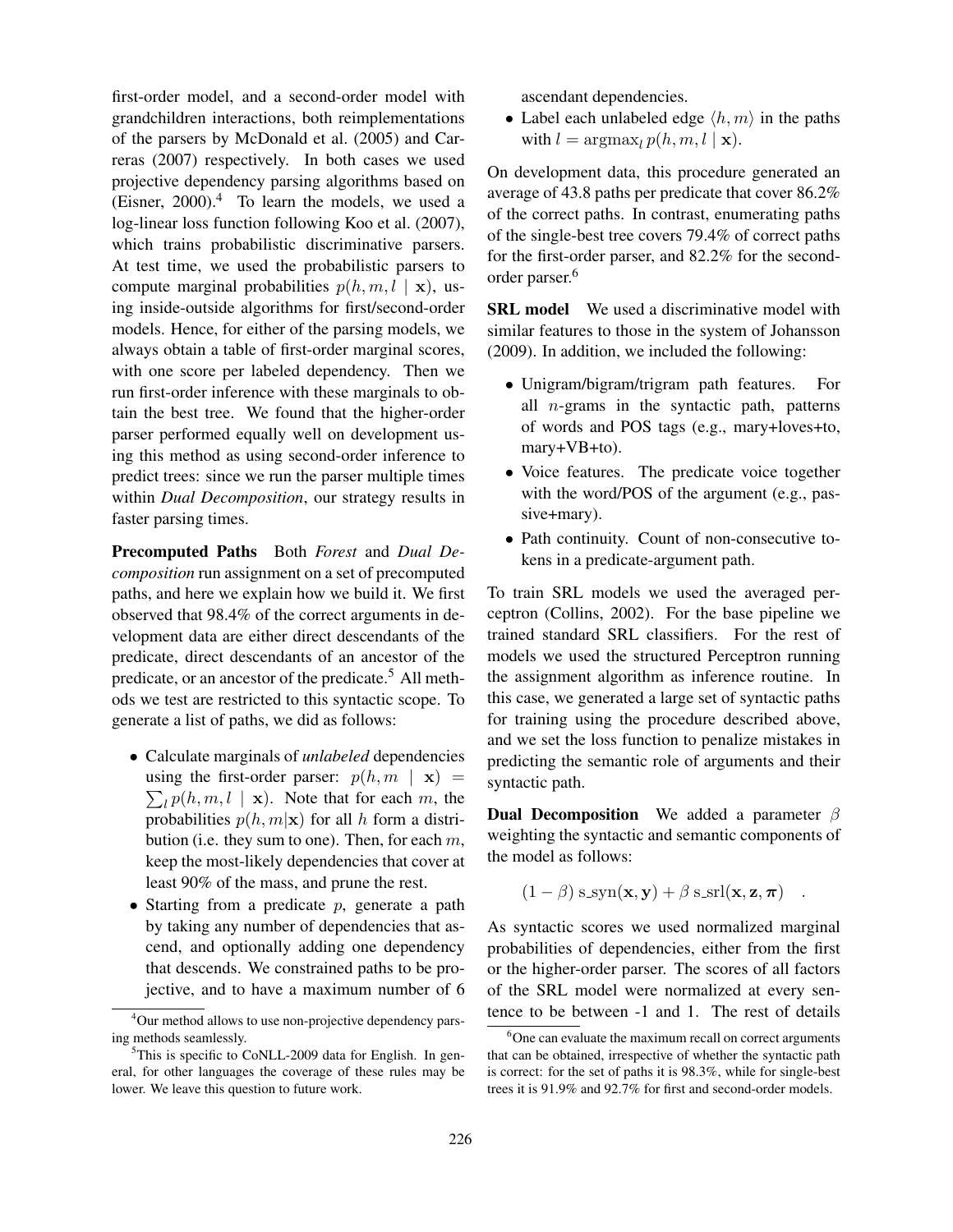first-order model, and a second-order model with grandchildren interactions, both reimplementations of the parsers by McDonald et al. (2005) and Carreras (2007) respectively. In both cases we used projective dependency parsing algorithms based on (Eisner, 2000).[4] To learn the models, we used a log-linear loss function following Koo et al. (2007), which trains probabilistic discriminative parsers. At test time, we used the probabilistic parsers to compute marginal probabilities $p(h, m, l \mid \mathbf{x})$, using inside-outside algorithms for first/second-order models. Hence, for either of the parsing models, we always obtain a table of first-order marginal scores, with one score per labeled dependency. Then we run first-order inference with these marginals to obtain the best tree. We found that the higher-order parser performed equally well on development using this method as using second-order inference to predict trees: since we run the parser multiple times within *Dual Decomposition*, our strategy results in faster parsing times.

**Precomputed Paths** Both *Forest* and *Dual Decomposition* run assignment on a set of precomputed paths, and here we explain how we build it. We first observed that 98.4% of the correct arguments in development data are either direct descendants of the predicate, direct descendants of an ancestor of the predicate, or an ancestor of the predicate.[5] All methods we test are restricted to this syntactic scope. To generate a list of paths, we did as follows:

- Calculate marginals of *unlabeled* dependencies using the first-order parser: $p(h, m \mid \mathbf{x}) = \sum_l p(h, m, l \mid \mathbf{x})$. Note that for each $m$, the probabilities $p(h, m|\mathbf{x})$ for all $h$ form a distribution (i.e. they sum to one). Then, for each $m$, keep the most-likely dependencies that cover at least 90% of the mass, and prune the rest.
- Starting from a predicate $p$, generate a path by taking any number of dependencies that ascend, and optionally adding one dependency that descends. We constrained paths to be projective, and to have a maximum number of 6 ascendant dependencies.
- Label each unlabeled edge $\langle h, m \rangle$ in the paths with $l = \mathrm{argmax}_l\, p(h, m, l \mid \mathbf{x})$.

On development data, this procedure generated an average of 43.8 paths per predicate that cover 86.2% of the correct paths. In contrast, enumerating paths of the single-best tree covers 79.4% of correct paths for the first-order parser, and 82.2% for the second-order parser.[6]

**SRL model** We used a discriminative model with similar features to those in the system of Johansson (2009). In addition, we included the following:

- Unigram/bigram/trigram path features. For all $n$-grams in the syntactic path, patterns of words and POS tags (e.g., mary+loves+to, mary+VB+to).
- Voice features. The predicate voice together with the word/POS of the argument (e.g., passive+mary).
- Path continuity. Count of non-consecutive tokens in a predicate-argument path.

To train SRL models we used the averaged perceptron (Collins, 2002). For the base pipeline we trained standard SRL classifiers. For the rest of models we used the structured Perceptron running the assignment algorithm as inference routine. In this case, we generated a large set of syntactic paths for training using the procedure described above, and we set the loss function to penalize mistakes in predicting the semantic role of arguments and their syntactic path.

**Dual Decomposition** We added a parameter $\beta$ weighting the syntactic and semantic components of the model as follows:

$$(1 - \beta)\, \mathrm{s\_syn}(\mathbf{x}, \mathbf{y}) + \beta\, \mathrm{s\_srl}(\mathbf{x}, \mathbf{z}, \boldsymbol{\pi}) \quad .$$

As syntactic scores we used normalized marginal probabilities of dependencies, either from the first or the higher-order parser. The scores of all factors of the SRL model were normalized at every sentence to be between -1 and 1. The rest of details

[4] Our method allows to use non-projective dependency parsing methods seamlessly.

[5] This is specific to CoNLL-2009 data for English. In general, for other languages the coverage of these rules may be lower. We leave this question to future work.

[6] One can evaluate the maximum recall on correct arguments that can be obtained, irrespective of whether the syntactic path is correct: for the set of paths it is 98.3%, while for single-best trees it is 91.9% and 92.7% for first and second-order models.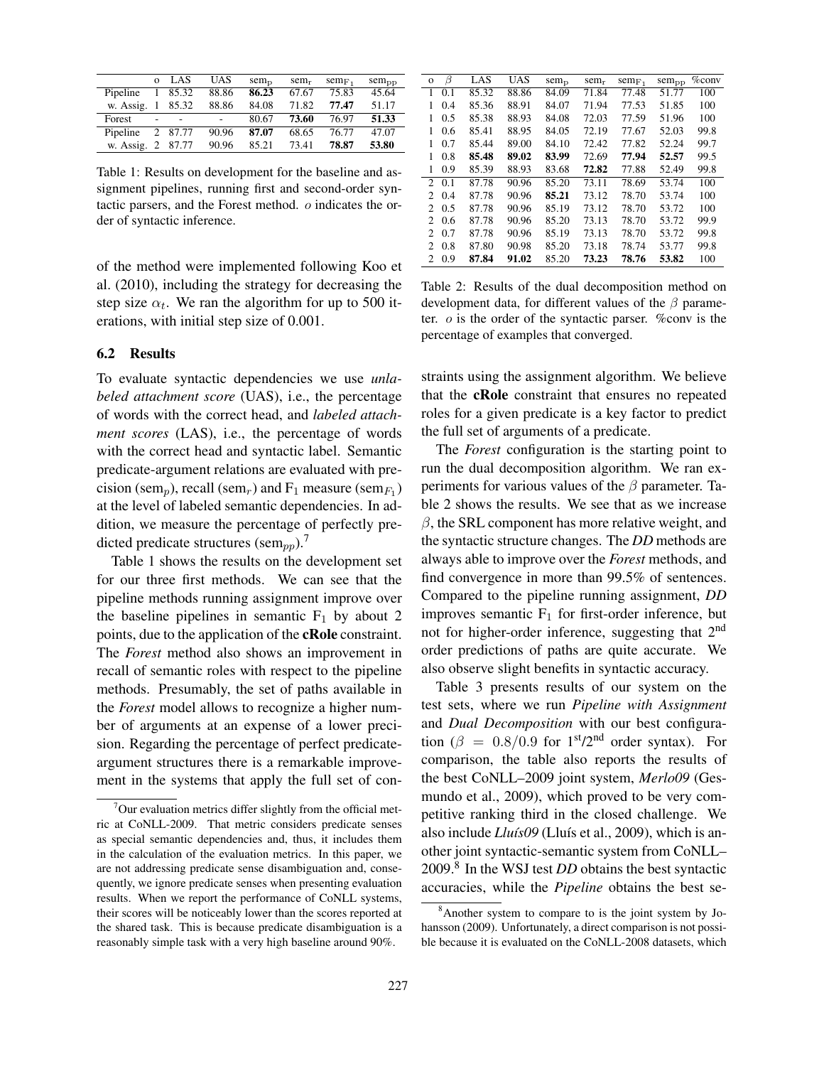| | o | LAS | UAS | $sem_p$ | $sem_r$ | $sem_{F_1}$ | $sem_{pp}$ |
|---|---|---|---|---|---|---|---|
| Pipeline | 1 | 85.32 | 88.86 | **86.23** | 67.67 | 75.83 | 45.64 |
| w. Assig. | 1 | 85.32 | 88.86 | 84.08 | 71.82 | **77.47** | 51.17 |
| Forest | - | - | - | 80.67 | **73.60** | 76.97 | **51.33** |
| Pipeline | 2 | 87.77 | 90.96 | **87.07** | 68.65 | 76.77 | 47.07 |
| w. Assig. | 2 | 87.77 | 90.96 | 85.21 | 73.41 | **78.87** | **53.80** |

Table 1: Results on development for the baseline and assignment pipelines, running first and second-order syntactic parsers, and the Forest method. $o$ indicates the order of syntactic inference.

of the method were implemented following Koo et al. (2010), including the strategy for decreasing the step size $\alpha_t$. We ran the algorithm for up to 500 iterations, with initial step size of 0.001.

### 6.2 Results

To evaluate syntactic dependencies we use *unlabeled attachment score* (UAS), i.e., the percentage of words with the correct head, and *labeled attachment scores* (LAS), i.e., the percentage of words with the correct head and syntactic label. Semantic predicate-argument relations are evaluated with precision ($sem_p$), recall ($sem_r$) and $F_1$ measure ($sem_{F_1}$) at the level of labeled semantic dependencies. In addition, we measure the percentage of perfectly predicted predicate structures ($sem_{pp}$).[7]

Table 1 shows the results on the development set for our three first methods. We can see that the pipeline methods running assignment improve over the baseline pipelines in semantic $F_1$ by about 2 points, due to the application of the **cRole** constraint. The *Forest* method also shows an improvement in recall of semantic roles with respect to the pipeline methods. Presumably, the set of paths available in the *Forest* model allows to recognize a higher number of arguments at an expense of a lower precision. Regarding the percentage of perfect predicate-argument structures there is a remarkable improvement in the systems that apply the full set of constraints using the assignment algorithm. We believe that the **cRole** constraint that ensures no repeated roles for a given predicate is a key factor to predict the full set of arguments of a predicate.

| o | $\beta$ | LAS | UAS | $sem_p$ | $sem_r$ | $sem_{F_1}$ | $sem_{pp}$ | %conv |
|---|---|---|---|---|---|---|---|---|
| 1 | 0.1 | 85.32 | 88.86 | 84.09 | 71.84 | 77.48 | 51.77 | 100 |
| 1 | 0.4 | 85.36 | 88.91 | 84.07 | 71.94 | 77.53 | 51.85 | 100 |
| 1 | 0.5 | 85.38 | 88.93 | 84.08 | 72.03 | 77.59 | 51.96 | 100 |
| 1 | 0.6 | 85.41 | 88.95 | 84.05 | 72.19 | 77.67 | 52.03 | 99.8 |
| 1 | 0.7 | 85.44 | 89.00 | 84.10 | 72.42 | 77.82 | 52.24 | 99.7 |
| 1 | 0.8 | **85.48** | **89.02** | **83.99** | 72.69 | **77.94** | **52.57** | 99.5 |
| 1 | 0.9 | 85.39 | 88.93 | 83.68 | **72.82** | 77.88 | 52.49 | 99.8 |
| 2 | 0.1 | 87.78 | 90.96 | 85.20 | 73.11 | 78.69 | 53.74 | 100 |
| 2 | 0.4 | 87.78 | 90.96 | **85.21** | 73.12 | 78.70 | 53.74 | 100 |
| 2 | 0.5 | 87.78 | 90.96 | 85.19 | 73.12 | 78.70 | 53.72 | 100 |
| 2 | 0.6 | 87.78 | 90.96 | 85.20 | 73.13 | 78.70 | 53.72 | 99.9 |
| 2 | 0.7 | 87.78 | 90.96 | 85.19 | 73.13 | 78.70 | 53.72 | 99.8 |
| 2 | 0.8 | 87.80 | 90.98 | 85.20 | 73.18 | 78.74 | 53.77 | 99.8 |
| 2 | 0.9 | **87.84** | **91.02** | 85.20 | **73.23** | **78.76** | **53.82** | 100 |

Table 2: Results of the dual decomposition method on development data, for different values of the $\beta$ parameter. $o$ is the order of the syntactic parser. %conv is the percentage of examples that converged.

The *Forest* configuration is the starting point to run the dual decomposition algorithm. We ran experiments for various values of the $\beta$ parameter. Table 2 shows the results. We see that as we increase $\beta$, the SRL component has more relative weight, and the syntactic structure changes. The *DD* methods are always able to improve over the *Forest* methods, and find convergence in more than 99.5% of sentences. Compared to the pipeline running assignment, *DD* improves semantic $F_1$ for first-order inference, but not for higher-order inference, suggesting that 2[nd] order predictions of paths are quite accurate. We also observe slight benefits in syntactic accuracy.

Table 3 presents results of our system on the test sets, where we run *Pipeline with Assignment* and *Dual Decomposition* with our best configuration ($\beta = 0.8/0.9$ for 1[st]/2[nd] order syntax). For comparison, the table also reports the results of the best CoNLL–2009 joint system, *Merlo09* (Gesmundo et al., 2009), which proved to be very competitive ranking third in the closed challenge. We also include *Lluís09* (Lluís et al., 2009), which is another joint syntactic-semantic system from CoNLL–2009.[8] In the WSJ test *DD* obtains the best syntactic accuracies, while the *Pipeline* obtains the best se-

[7] Our evaluation metrics differ slightly from the official metric at CoNLL-2009. That metric considers predicate senses as special semantic dependencies and, thus, it includes them in the calculation of the evaluation metrics. In this paper, we are not addressing predicate sense disambiguation and, consequently, we ignore predicate senses when presenting evaluation results. When we report the performance of CoNLL systems, their scores will be noticeably lower than the scores reported at the shared task. This is because predicate disambiguation is a reasonably simple task with a very high baseline around 90%.

[8] Another system to compare to is the joint system by Johansson (2009). Unfortunately, a direct comparison is not possible because it is evaluated on the CoNLL-2008 datasets, which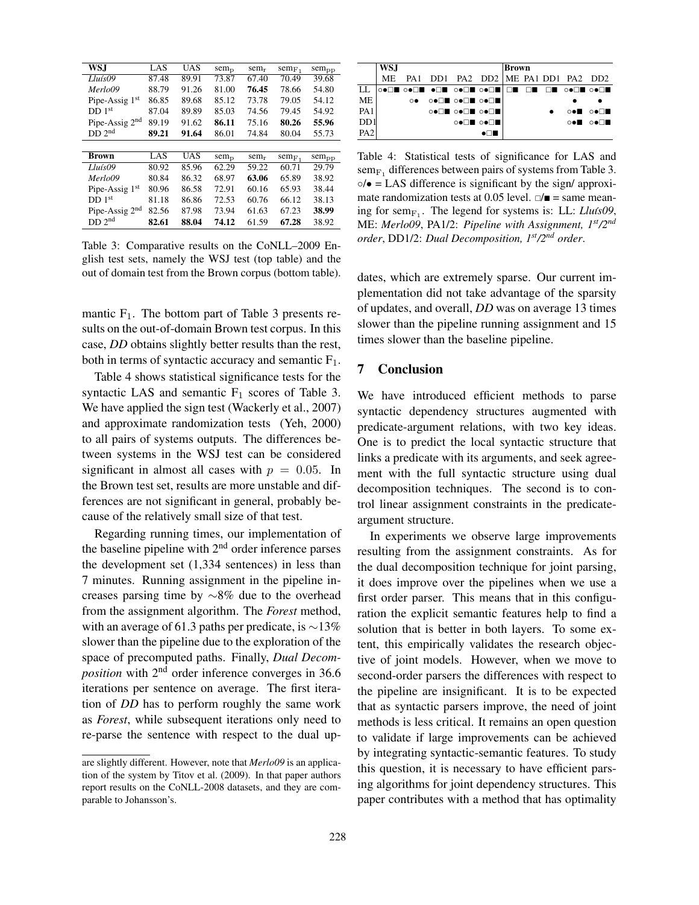| WSJ | LAS | UAS | $\text{sem}_\text{p}$ | $\text{sem}_\text{r}$ | $\text{sem}_{\text{F}_1}$ | $\text{sem}_\text{pp}$ |
|---|---|---|---|---|---|---|
| *Lluís09* | 87.48 | 89.91 | 73.87 | 67.40 | 70.49 | 39.68 |
| *Merlo09* | 88.79 | 91.26 | 81.00 | **76.45** | 78.66 | 54.80 |
| Pipe-Assig 1st | 86.85 | 89.68 | 85.12 | 73.78 | 79.05 | 54.12 |
| DD 1st | 87.04 | 89.89 | 85.03 | 74.56 | 79.45 | 54.92 |
| Pipe-Assig 2nd | 89.19 | 91.62 | **86.11** | 75.16 | **80.26** | **55.96** |
| DD 2nd | **89.21** | **91.64** | 86.01 | 74.84 | 80.04 | 55.73 |

| Brown | LAS | UAS | $\text{sem}_\text{p}$ | $\text{sem}_\text{r}$ | $\text{sem}_{\text{F}_1}$ | $\text{sem}_\text{pp}$ |
|---|---|---|---|---|---|---|
| *Lluís09* | 80.92 | 85.96 | 62.29 | 59.22 | 60.71 | 29.79 |
| *Merlo09* | 80.84 | 86.32 | 68.97 | **63.06** | 65.89 | 38.92 |
| Pipe-Assig 1st | 80.96 | 86.58 | 72.91 | 60.16 | 65.93 | 38.44 |
| DD 1st | 81.18 | 86.86 | 72.53 | 60.76 | 66.12 | 38.13 |
| Pipe-Assig 2nd | 82.56 | 87.98 | 73.94 | 61.63 | 67.23 | **38.99** |
| DD 2nd | **82.61** | **88.04** | **74.12** | 61.59 | **67.28** | 38.92 |

Table 3: Comparative results on the CoNLL–2009 English test sets, namely the WSJ test (top table) and the out of domain test from the Brown corpus (bottom table).

mantic $\text{F}_1$. The bottom part of Table 3 presents results on the out-of-domain Brown test corpus. In this case, *DD* obtains slightly better results than the rest, both in terms of syntactic accuracy and semantic $\text{F}_1$.

Table 4 shows statistical significance tests for the syntactic LAS and semantic $\text{F}_1$ scores of Table 3. We have applied the sign test (Wackerly et al., 2007) and approximate randomization tests (Yeh, 2000) to all pairs of systems outputs. The differences between systems in the WSJ test can be considered significant in almost all cases with $p = 0.05$. In the Brown test set, results are more unstable and differences are not significant in general, probably because of the relatively small size of that test.

Regarding running times, our implementation of the baseline pipeline with 2nd order inference parses the development set (1,334 sentences) in less than 7 minutes. Running assignment in the pipeline increases parsing time by ∼8% due to the overhead from the assignment algorithm. The *Forest* method, with an average of 61.3 paths per predicate, is ∼13% slower than the pipeline due to the exploration of the space of precomputed paths. Finally, *Dual Decomposition* with 2nd order inference converges in 36.6 iterations per sentence on average. The first iteration of *DD* has to perform roughly the same work as *Forest*, while subsequent iterations only need to re-parse the sentence with respect to the dual updates, which are extremely sparse. Our current implementation did not take advantage of the sparsity of updates, and overall, *DD* was on average 13 times slower than the pipeline running assignment and 15 times slower than the baseline pipeline.

are slightly different. However, note that *Merlo09* is an application of the system by Titov et al. (2009). In that paper authors report results on the CoNLL-2008 datasets, and they are comparable to Johansson's.

| | WSJ | | | | | Brown | | | | |
|---|---|---|---|---|---|---|---|---|---|---|
| | ME | PA1 | DD1 | PA2 | DD2 | ME | PA1 | DD1 | PA2 | DD2 |
| LL | ○●□■ | ○●□■ | ●□■ | ○●□■ | ○●□■ | □■ | □■ | □■ | ○●□■ | ○●□■ |
| ME | | ○● | ○●□■ | ○●□■ | ○●□■ | | | | ● | ● |
| PA1 | | | ○●□■ | ○●□■ | ○●□■ | | | ● | ○●■ | ○●□■ |
| DD1 | | | | ○●□■ | ○●□■ | | | | ○●■ | ○●□■ |
| PA2 | | | | | ●□■ | | | | | |

Table 4: Statistical tests of significance for LAS and $\text{sem}_{\text{F}_1}$ differences between pairs of systems from Table 3. ○/● = LAS difference is significant by the sign/ approximate randomization tests at 0.05 level. □/■ = same meaning for $\text{sem}_{\text{F}_1}$. The legend for systems is: LL: *Lluís09*, ME: *Merlo09*, PA1/2: *Pipeline with Assignment, 1st/2nd order*, DD1/2: *Dual Decomposition, 1st/2nd order*.

## 7 Conclusion

We have introduced efficient methods to parse syntactic dependency structures augmented with predicate-argument relations, with two key ideas. One is to predict the local syntactic structure that links a predicate with its arguments, and seek agreement with the full syntactic structure using dual decomposition techniques. The second is to control linear assignment constraints in the predicate-argument structure.

In experiments we observe large improvements resulting from the assignment constraints. As for the dual decomposition technique for joint parsing, it does improve over the pipelines when we use a first order parser. This means that in this configuration the explicit semantic features help to find a solution that is better in both layers. To some extent, this empirically validates the research objective of joint models. However, when we move to second-order parsers the differences with respect to the pipeline are insignificant. It is to be expected that as syntactic parsers improve, the need of joint methods is less critical. It remains an open question to validate if large improvements can be achieved by integrating syntactic-semantic features. To study this question, it is necessary to have efficient parsing algorithms for joint dependency structures. This paper contributes with a method that has optimality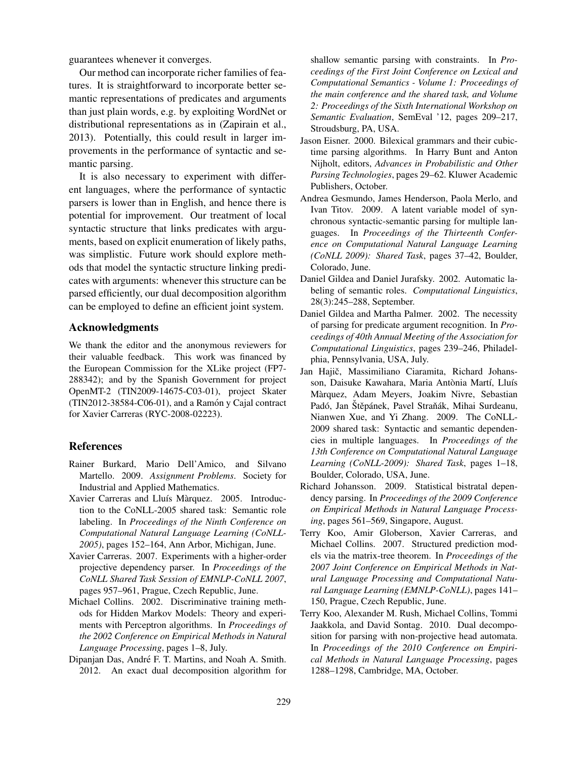guarantees whenever it converges.

Our method can incorporate richer families of features. It is straightforward to incorporate better semantic representations of predicates and arguments than just plain words, e.g. by exploiting WordNet or distributional representations as in (Zapirain et al., 2013). Potentially, this could result in larger improvements in the performance of syntactic and semantic parsing.

It is also necessary to experiment with different languages, where the performance of syntactic parsers is lower than in English, and hence there is potential for improvement. Our treatment of local syntactic structure that links predicates with arguments, based on explicit enumeration of likely paths, was simplistic. Future work should explore methods that model the syntactic structure linking predicates with arguments: whenever this structure can be parsed efficiently, our dual decomposition algorithm can be employed to define an efficient joint system.

## Acknowledgments

We thank the editor and the anonymous reviewers for their valuable feedback. This work was financed by the European Commission for the XLike project (FP7-288342); and by the Spanish Government for project OpenMT-2 (TIN2009-14675-C03-01), project Skater (TIN2012-38584-C06-01), and a Ramón y Cajal contract for Xavier Carreras (RYC-2008-02223).

## References

Rainer Burkard, Mario Dell'Amico, and Silvano Martello. 2009. *Assignment Problems*. Society for Industrial and Applied Mathematics.

Xavier Carreras and Lluís Màrquez. 2005. Introduction to the CoNLL-2005 shared task: Semantic role labeling. In *Proceedings of the Ninth Conference on Computational Natural Language Learning (CoNLL-2005)*, pages 152–164, Ann Arbor, Michigan, June.

Xavier Carreras. 2007. Experiments with a higher-order projective dependency parser. In *Proceedings of the CoNLL Shared Task Session of EMNLP-CoNLL 2007*, pages 957–961, Prague, Czech Republic, June.

Michael Collins. 2002. Discriminative training methods for Hidden Markov Models: Theory and experiments with Perceptron algorithms. In *Proceedings of the 2002 Conference on Empirical Methods in Natural Language Processing*, pages 1–8, July.

Dipanjan Das, André F. T. Martins, and Noah A. Smith. 2012. An exact dual decomposition algorithm for shallow semantic parsing with constraints. In *Proceedings of the First Joint Conference on Lexical and Computational Semantics - Volume 1: Proceedings of the main conference and the shared task, and Volume 2: Proceedings of the Sixth International Workshop on Semantic Evaluation*, SemEval '12, pages 209–217, Stroudsburg, PA, USA.

Jason Eisner. 2000. Bilexical grammars and their cubic-time parsing algorithms. In Harry Bunt and Anton Nijholt, editors, *Advances in Probabilistic and Other Parsing Technologies*, pages 29–62. Kluwer Academic Publishers, October.

Andrea Gesmundo, James Henderson, Paola Merlo, and Ivan Titov. 2009. A latent variable model of synchronous syntactic-semantic parsing for multiple languages. In *Proceedings of the Thirteenth Conference on Computational Natural Language Learning (CoNLL 2009): Shared Task*, pages 37–42, Boulder, Colorado, June.

Daniel Gildea and Daniel Jurafsky. 2002. Automatic labeling of semantic roles. *Computational Linguistics*, 28(3):245–288, September.

Daniel Gildea and Martha Palmer. 2002. The necessity of parsing for predicate argument recognition. In *Proceedings of 40th Annual Meeting of the Association for Computational Linguistics*, pages 239–246, Philadelphia, Pennsylvania, USA, July.

Jan Hajič, Massimiliano Ciaramita, Richard Johansson, Daisuke Kawahara, Maria Antònia Martí, Lluís Màrquez, Adam Meyers, Joakim Nivre, Sebastian Padó, Jan Štěpánek, Pavel Straňák, Mihai Surdeanu, Nianwen Xue, and Yi Zhang. 2009. The CoNLL-2009 shared task: Syntactic and semantic dependencies in multiple languages. In *Proceedings of the 13th Conference on Computational Natural Language Learning (CoNLL-2009): Shared Task*, pages 1–18, Boulder, Colorado, USA, June.

Richard Johansson. 2009. Statistical bistratal dependency parsing. In *Proceedings of the 2009 Conference on Empirical Methods in Natural Language Processing*, pages 561–569, Singapore, August.

Terry Koo, Amir Globerson, Xavier Carreras, and Michael Collins. 2007. Structured prediction models via the matrix-tree theorem. In *Proceedings of the 2007 Joint Conference on Empirical Methods in Natural Language Processing and Computational Natural Language Learning (EMNLP-CoNLL)*, pages 141–150, Prague, Czech Republic, June.

Terry Koo, Alexander M. Rush, Michael Collins, Tommi Jaakkola, and David Sontag. 2010. Dual decomposition for parsing with non-projective head automata. In *Proceedings of the 2010 Conference on Empirical Methods in Natural Language Processing*, pages 1288–1298, Cambridge, MA, October.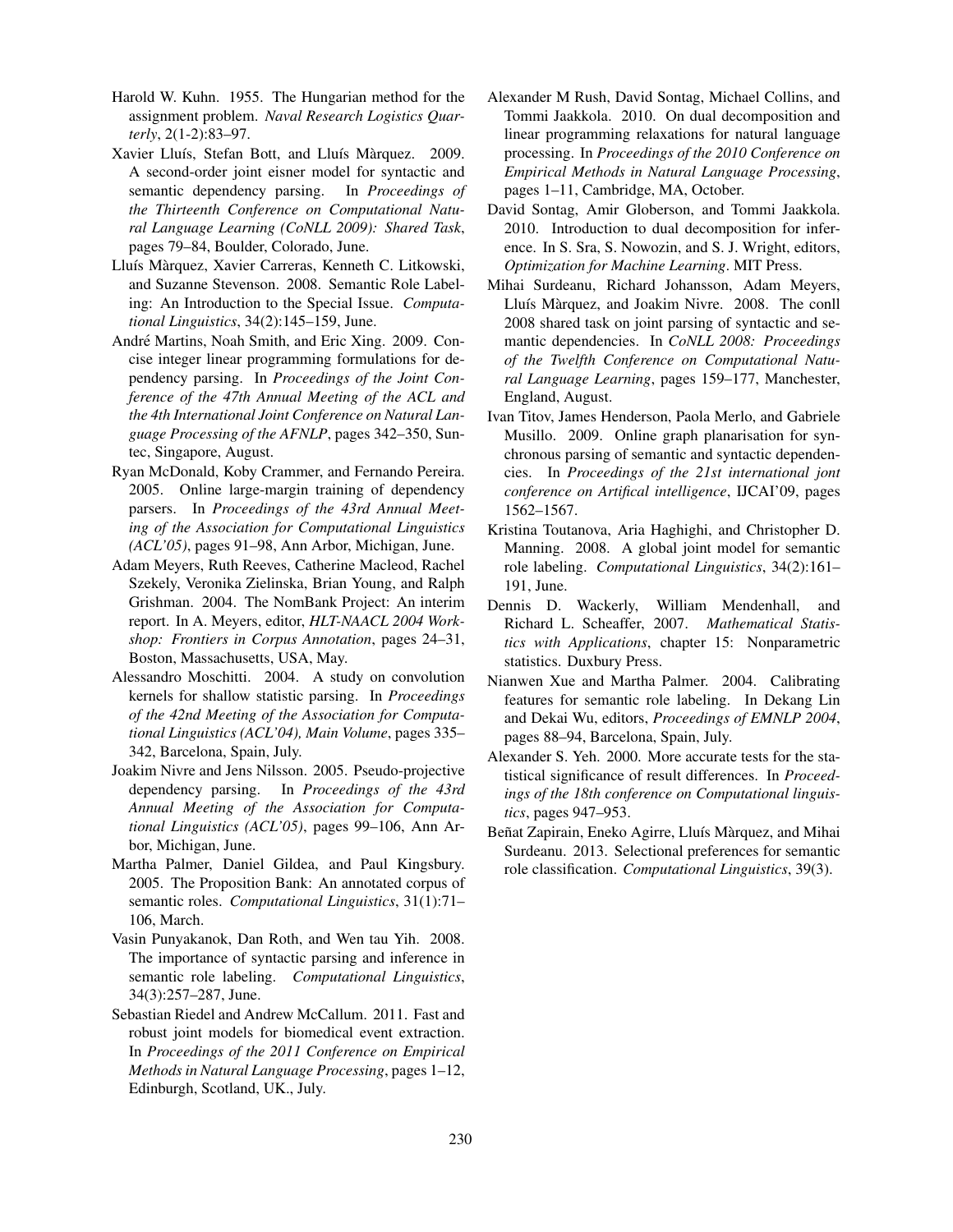Harold W. Kuhn. 1955. The Hungarian method for the assignment problem. *Naval Research Logistics Quarterly*, 2(1-2):83–97.

Xavier Lluís, Stefan Bott, and Lluís Màrquez. 2009. A second-order joint eisner model for syntactic and semantic dependency parsing. In *Proceedings of the Thirteenth Conference on Computational Natural Language Learning (CoNLL 2009): Shared Task*, pages 79–84, Boulder, Colorado, June.

Lluís Màrquez, Xavier Carreras, Kenneth C. Litkowski, and Suzanne Stevenson. 2008. Semantic Role Labeling: An Introduction to the Special Issue. *Computational Linguistics*, 34(2):145–159, June.

André Martins, Noah Smith, and Eric Xing. 2009. Concise integer linear programming formulations for dependency parsing. In *Proceedings of the Joint Conference of the 47th Annual Meeting of the ACL and the 4th International Joint Conference on Natural Language Processing of the AFNLP*, pages 342–350, Suntec, Singapore, August.

Ryan McDonald, Koby Crammer, and Fernando Pereira. 2005. Online large-margin training of dependency parsers. In *Proceedings of the 43rd Annual Meeting of the Association for Computational Linguistics (ACL'05)*, pages 91–98, Ann Arbor, Michigan, June.

Adam Meyers, Ruth Reeves, Catherine Macleod, Rachel Szekely, Veronika Zielinska, Brian Young, and Ralph Grishman. 2004. The NomBank Project: An interim report. In A. Meyers, editor, *HLT-NAACL 2004 Workshop: Frontiers in Corpus Annotation*, pages 24–31, Boston, Massachusetts, USA, May.

Alessandro Moschitti. 2004. A study on convolution kernels for shallow statistic parsing. In *Proceedings of the 42nd Meeting of the Association for Computational Linguistics (ACL'04), Main Volume*, pages 335–342, Barcelona, Spain, July.

Joakim Nivre and Jens Nilsson. 2005. Pseudo-projective dependency parsing. In *Proceedings of the 43rd Annual Meeting of the Association for Computational Linguistics (ACL'05)*, pages 99–106, Ann Arbor, Michigan, June.

Martha Palmer, Daniel Gildea, and Paul Kingsbury. 2005. The Proposition Bank: An annotated corpus of semantic roles. *Computational Linguistics*, 31(1):71–106, March.

Vasin Punyakanok, Dan Roth, and Wen tau Yih. 2008. The importance of syntactic parsing and inference in semantic role labeling. *Computational Linguistics*, 34(3):257–287, June.

Sebastian Riedel and Andrew McCallum. 2011. Fast and robust joint models for biomedical event extraction. In *Proceedings of the 2011 Conference on Empirical Methods in Natural Language Processing*, pages 1–12, Edinburgh, Scotland, UK., July.

Alexander M Rush, David Sontag, Michael Collins, and Tommi Jaakkola. 2010. On dual decomposition and linear programming relaxations for natural language processing. In *Proceedings of the 2010 Conference on Empirical Methods in Natural Language Processing*, pages 1–11, Cambridge, MA, October.

David Sontag, Amir Globerson, and Tommi Jaakkola. 2010. Introduction to dual decomposition for inference. In S. Sra, S. Nowozin, and S. J. Wright, editors, *Optimization for Machine Learning*. MIT Press.

Mihai Surdeanu, Richard Johansson, Adam Meyers, Lluís Màrquez, and Joakim Nivre. 2008. The conll 2008 shared task on joint parsing of syntactic and semantic dependencies. In *CoNLL 2008: Proceedings of the Twelfth Conference on Computational Natural Language Learning*, pages 159–177, Manchester, England, August.

Ivan Titov, James Henderson, Paola Merlo, and Gabriele Musillo. 2009. Online graph planarisation for synchronous parsing of semantic and syntactic dependencies. In *Proceedings of the 21st international jont conference on Artifical intelligence*, IJCAI'09, pages 1562–1567.

Kristina Toutanova, Aria Haghighi, and Christopher D. Manning. 2008. A global joint model for semantic role labeling. *Computational Linguistics*, 34(2):161–191, June.

Dennis D. Wackerly, William Mendenhall, and Richard L. Scheaffer, 2007. *Mathematical Statistics with Applications*, chapter 15: Nonparametric statistics. Duxbury Press.

Nianwen Xue and Martha Palmer. 2004. Calibrating features for semantic role labeling. In Dekang Lin and Dekai Wu, editors, *Proceedings of EMNLP 2004*, pages 88–94, Barcelona, Spain, July.

Alexander S. Yeh. 2000. More accurate tests for the statistical significance of result differences. In *Proceedings of the 18th conference on Computational linguistics*, pages 947–953.

Beñat Zapirain, Eneko Agirre, Lluís Màrquez, and Mihai Surdeanu. 2013. Selectional preferences for semantic role classification. *Computational Linguistics*, 39(3).